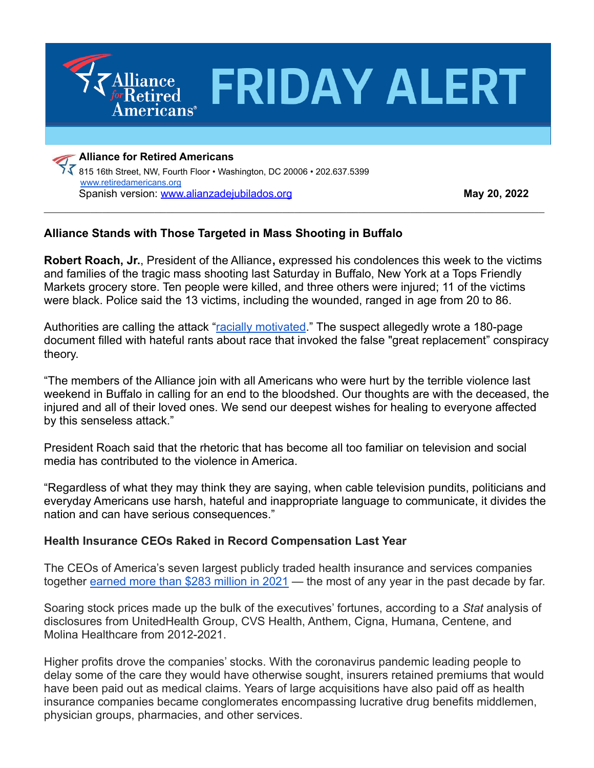# FRIDAY ALERT

**Alliance for Retired Americans**
815 16th Street, NW, Fourth Floor • Washington, DC 20006 • 202.637.5399
www.retiredamericans.org
Spanish version: www.alianzadejubilados.org

**May 20, 2022**

---

**Alliance Stands with Those Targeted in Mass Shooting in Buffalo**

**Robert Roach, Jr.**, President of the Alliance**,** expressed his condolences this week to the victims and families of the tragic mass shooting last Saturday in Buffalo, New York at a Tops Friendly Markets grocery store. Ten people were killed, and three others were injured; 11 of the victims were black. Police said the 13 victims, including the wounded, ranged in age from 20 to 86.

Authorities are calling the attack "racially motivated." The suspect allegedly wrote a 180-page document filled with hateful rants about race that invoked the false "great replacement" conspiracy theory.

"The members of the Alliance join with all Americans who were hurt by the terrible violence last weekend in Buffalo in calling for an end to the bloodshed. Our thoughts are with the deceased, the injured and all of their loved ones. We send our deepest wishes for healing to everyone affected by this senseless attack."

President Roach said that the rhetoric that has become all too familiar on television and social media has contributed to the violence in America.

"Regardless of what they may think they are saying, when cable television pundits, politicians and everyday Americans use harsh, hateful and inappropriate language to communicate, it divides the nation and can have serious consequences."

**Health Insurance CEOs Raked in Record Compensation Last Year**

The CEOs of America's seven largest publicly traded health insurance and services companies together earned more than $283 million in 2021 — the most of any year in the past decade by far.

Soaring stock prices made up the bulk of the executives' fortunes, according to a *Stat* analysis of disclosures from UnitedHealth Group, CVS Health, Anthem, Cigna, Humana, Centene, and Molina Healthcare from 2012-2021.

Higher profits drove the companies' stocks. With the coronavirus pandemic leading people to delay some of the care they would have otherwise sought, insurers retained premiums that would have been paid out as medical claims. Years of large acquisitions have also paid off as health insurance companies became conglomerates encompassing lucrative drug benefits middlemen, physician groups, pharmacies, and other services.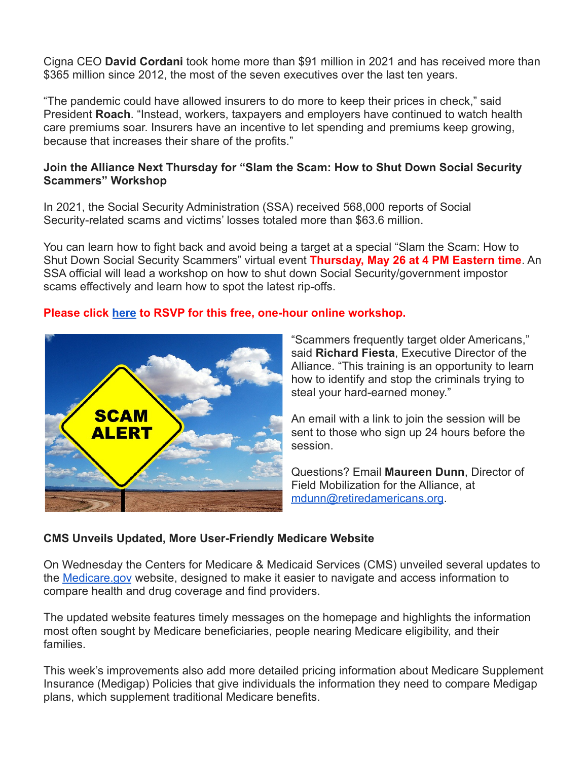Cigna CEO **David Cordani** took home more than $91 million in 2021 and has received more than $365 million since 2012, the most of the seven executives over the last ten years.

"The pandemic could have allowed insurers to do more to keep their prices in check," said President **Roach**. "Instead, workers, taxpayers and employers have continued to watch health care premiums soar. Insurers have an incentive to let spending and premiums keep growing, because that increases their share of the profits."

**Join the Alliance Next Thursday for "Slam the Scam: How to Shut Down Social Security Scammers" Workshop**

In 2021, the Social Security Administration (SSA) received 568,000 reports of Social Security-related scams and victims' losses totaled more than $63.6 million.

You can learn how to fight back and avoid being a target at a special "Slam the Scam: How to Shut Down Social Security Scammers" virtual event **Thursday, May 26 at 4 PM Eastern time**. An SSA official will lead a workshop on how to shut down Social Security/government impostor scams effectively and learn how to spot the latest rip-offs.

**Please click [here](#) to RSVP for this free, one-hour online workshop.**

"Scammers frequently target older Americans," said **Richard Fiesta**, Executive Director of the Alliance. "This training is an opportunity to learn how to identify and stop the criminals trying to steal your hard-earned money."

An email with a link to join the session will be sent to those who sign up 24 hours before the session.

Questions? Email **Maureen Dunn**, Director of Field Mobilization for the Alliance, at [mdunn@retiredamericans.org](mailto:mdunn@retiredamericans.org).

**CMS Unveils Updated, More User-Friendly Medicare Website**

On Wednesday the Centers for Medicare & Medicaid Services (CMS) unveiled several updates to the [Medicare.gov](https://www.medicare.gov) website, designed to make it easier to navigate and access information to compare health and drug coverage and find providers.

The updated website features timely messages on the homepage and highlights the information most often sought by Medicare beneficiaries, people nearing Medicare eligibility, and their families.

This week's improvements also add more detailed pricing information about Medicare Supplement Insurance (Medigap) Policies that give individuals the information they need to compare Medigap plans, which supplement traditional Medicare benefits.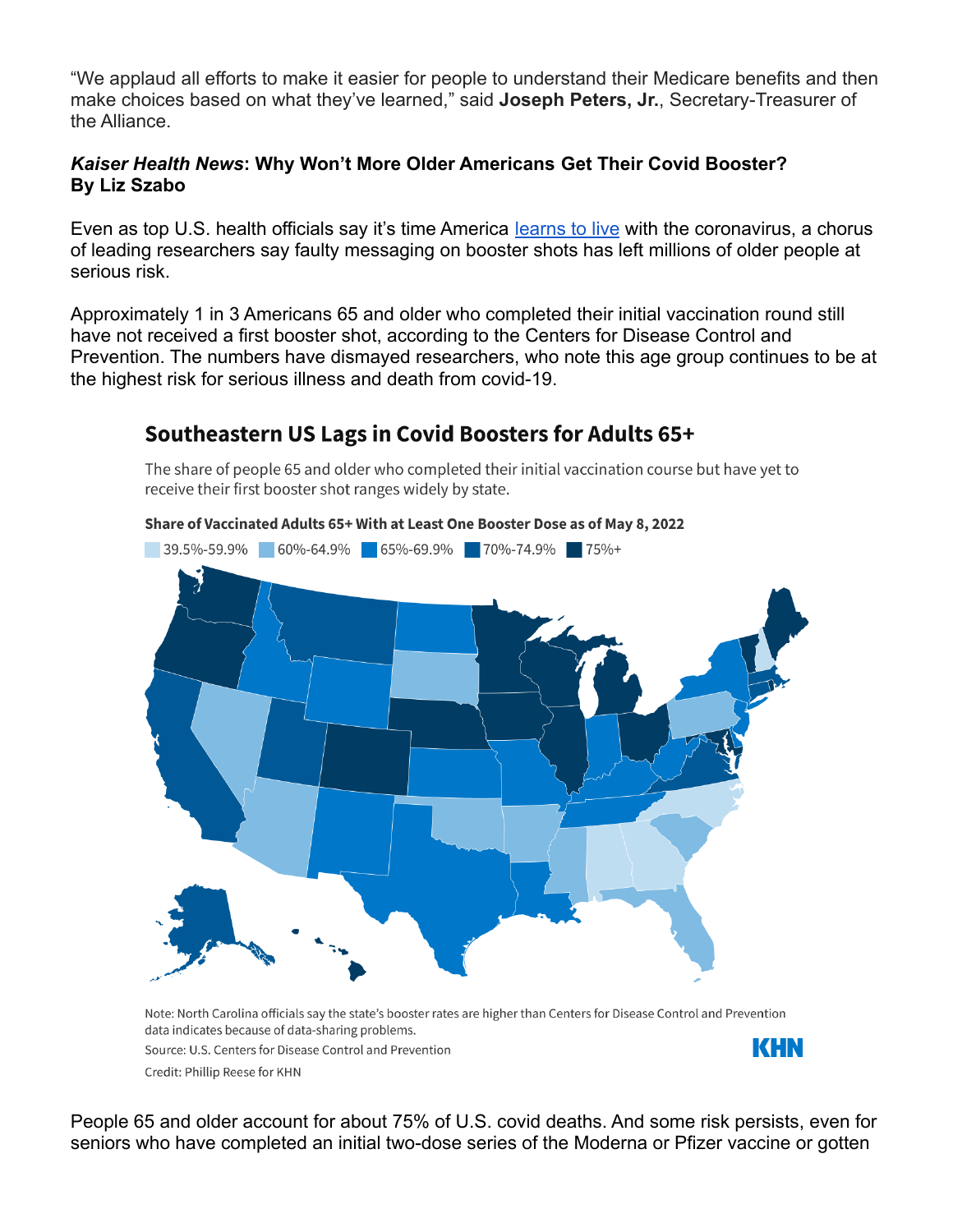"We applaud all efforts to make it easier for people to understand their Medicare benefits and then make choices based on what they've learned," said **Joseph Peters, Jr.**, Secretary-Treasurer of the Alliance.

### ***Kaiser Health News*: Why Won't More Older Americans Get Their Covid Booster? By Liz Szabo**

Even as top U.S. health officials say it's time America learns to live with the coronavirus, a chorus of leading researchers say faulty messaging on booster shots has left millions of older people at serious risk.

Approximately 1 in 3 Americans 65 and older who completed their initial vaccination round still have not received a first booster shot, according to the Centers for Disease Control and Prevention. The numbers have dismayed researchers, who note this age group continues to be at the highest risk for serious illness and death from covid-19.

**Southeastern US Lags in Covid Boosters for Adults 65+**

The share of people 65 and older who completed their initial vaccination course but have yet to receive their first booster shot ranges widely by state.

**Share of Vaccinated Adults 65+ With at Least One Booster Dose as of May 8, 2022**

39.5%-59.9% | 60%-64.9% | 65%-69.9% | 70%-74.9% | 75%+

Note: North Carolina officials say the state's booster rates are higher than Centers for Disease Control and Prevention data indicates because of data-sharing problems.

Source: U.S. Centers for Disease Control and Prevention

Credit: Phillip Reese for KHN

People 65 and older account for about 75% of U.S. covid deaths. And some risk persists, even for seniors who have completed an initial two-dose series of the Moderna or Pfizer vaccine or gotten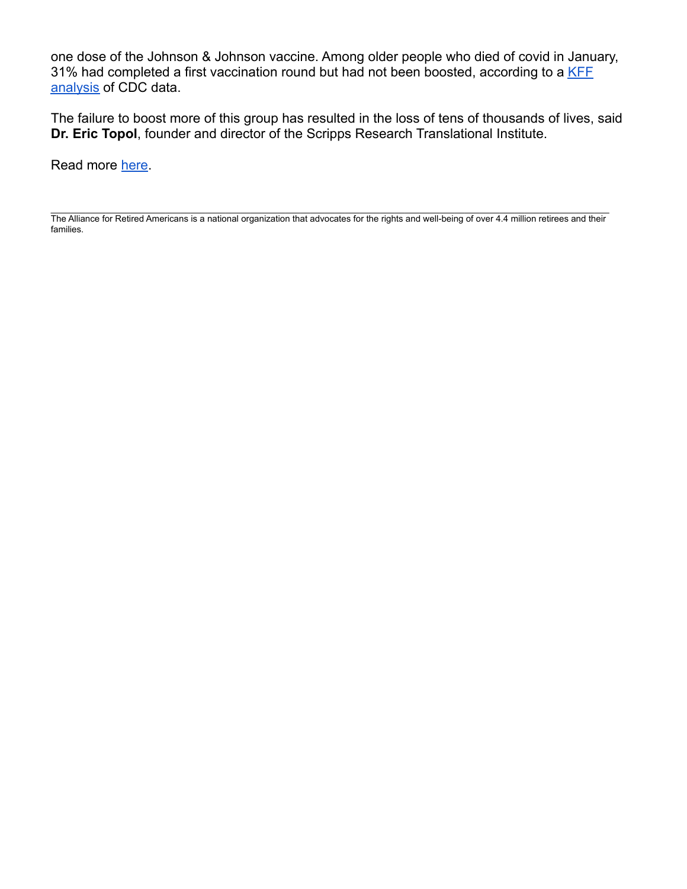one dose of the Johnson & Johnson vaccine. Among older people who died of covid in January, 31% had completed a first vaccination round but had not been boosted, according to a KFF analysis of CDC data.

The failure to boost more of this group has resulted in the loss of tens of thousands of lives, said **Dr. Eric Topol**, founder and director of the Scripps Research Translational Institute.

Read more here.

---

The Alliance for Retired Americans is a national organization that advocates for the rights and well-being of over 4.4 million retirees and their families.